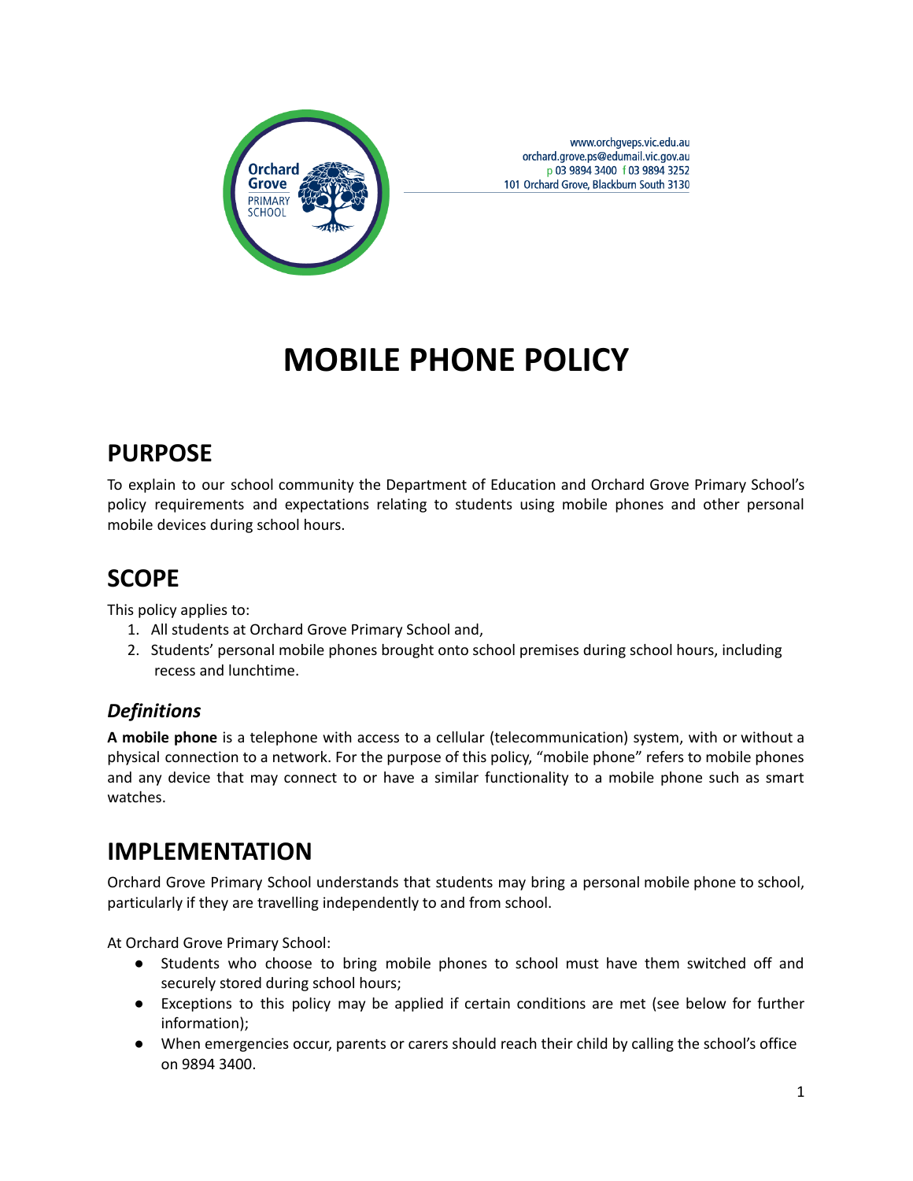www.orchgveps.vic.edu.au
orchard.grove.ps@edumail.vic.gov.au
p 03 9894 3400 f 03 9894 3252
101 Orchard Grove, Blackburn South 3130

# MOBILE PHONE POLICY

## PURPOSE

To explain to our school community the Department of Education and Orchard Grove Primary School's policy requirements and expectations relating to students using mobile phones and other personal mobile devices during school hours.

## SCOPE

This policy applies to:

1. All students at Orchard Grove Primary School and,
2. Students' personal mobile phones brought onto school premises during school hours, including recess and lunchtime.

### *Definitions*

**A mobile phone** is a telephone with access to a cellular (telecommunication) system, with or without a physical connection to a network. For the purpose of this policy, "mobile phone" refers to mobile phones and any device that may connect to or have a similar functionality to a mobile phone such as smart watches.

## IMPLEMENTATION

Orchard Grove Primary School understands that students may bring a personal mobile phone to school, particularly if they are travelling independently to and from school.

At Orchard Grove Primary School:

- Students who choose to bring mobile phones to school must have them switched off and securely stored during school hours;
- Exceptions to this policy may be applied if certain conditions are met (see below for further information);
- When emergencies occur, parents or carers should reach their child by calling the school's office on 9894 3400.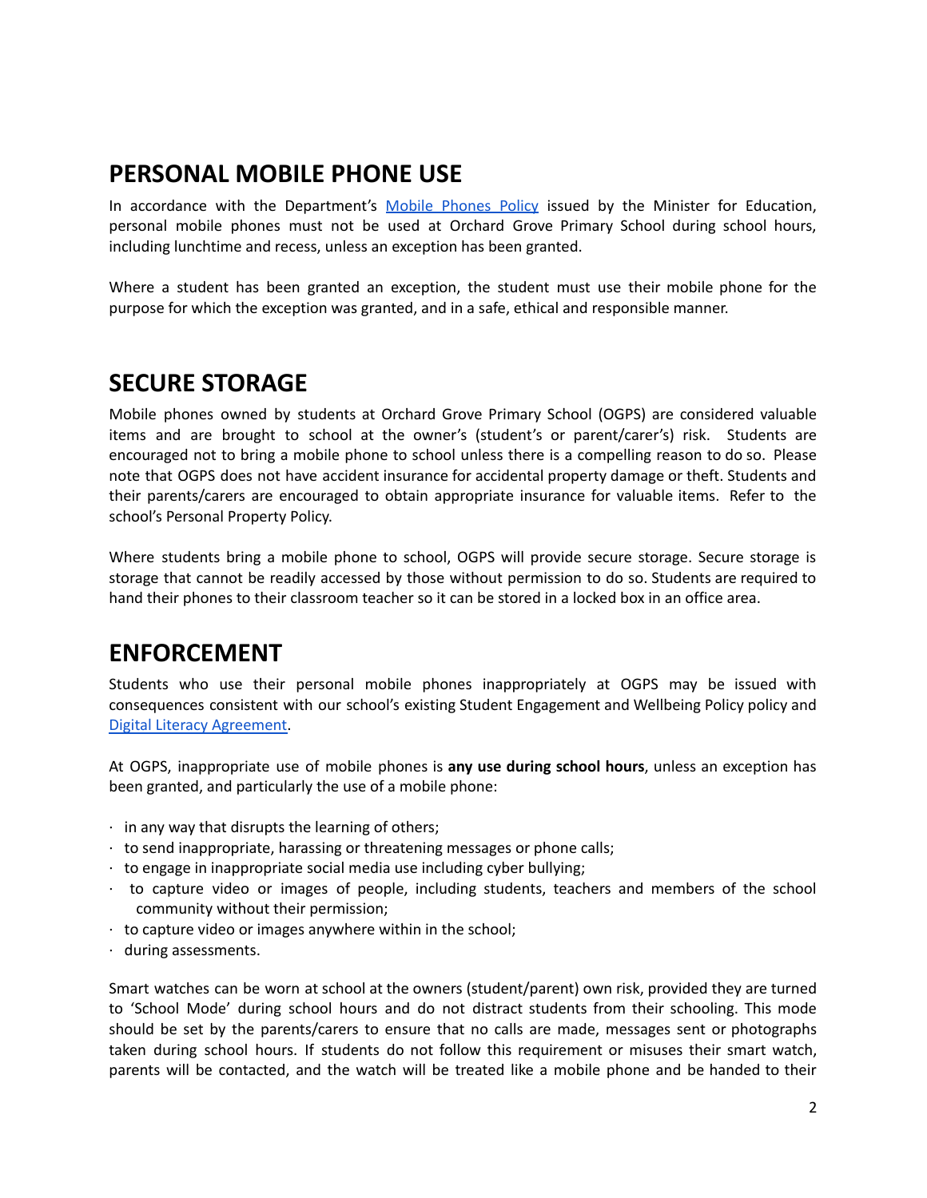## PERSONAL MOBILE PHONE USE

In accordance with the Department's [Mobile Phones Policy] issued by the Minister for Education, personal mobile phones must not be used at Orchard Grove Primary School during school hours, including lunchtime and recess, unless an exception has been granted.

Where a student has been granted an exception, the student must use their mobile phone for the purpose for which the exception was granted, and in a safe, ethical and responsible manner.

## SECURE STORAGE

Mobile phones owned by students at Orchard Grove Primary School (OGPS) are considered valuable items and are brought to school at the owner's (student's or parent/carer's) risk. Students are encouraged not to bring a mobile phone to school unless there is a compelling reason to do so. Please note that OGPS does not have accident insurance for accidental property damage or theft. Students and their parents/carers are encouraged to obtain appropriate insurance for valuable items. Refer to the school's Personal Property Policy.

Where students bring a mobile phone to school, OGPS will provide secure storage. Secure storage is storage that cannot be readily accessed by those without permission to do so. Students are required to hand their phones to their classroom teacher so it can be stored in a locked box in an office area.

## ENFORCEMENT

Students who use their personal mobile phones inappropriately at OGPS may be issued with consequences consistent with our school's existing Student Engagement and Wellbeing Policy policy and [Digital Literacy Agreement].

At OGPS, inappropriate use of mobile phones is **any use during school hours**, unless an exception has been granted, and particularly the use of a mobile phone:

- in any way that disrupts the learning of others;
- to send inappropriate, harassing or threatening messages or phone calls;
- to engage in inappropriate social media use including cyber bullying;
- to capture video or images of people, including students, teachers and members of the school community without their permission;
- to capture video or images anywhere within in the school;
- during assessments.

Smart watches can be worn at school at the owners (student/parent) own risk, provided they are turned to 'School Mode' during school hours and do not distract students from their schooling. This mode should be set by the parents/carers to ensure that no calls are made, messages sent or photographs taken during school hours. If students do not follow this requirement or misuses their smart watch, parents will be contacted, and the watch will be treated like a mobile phone and be handed to their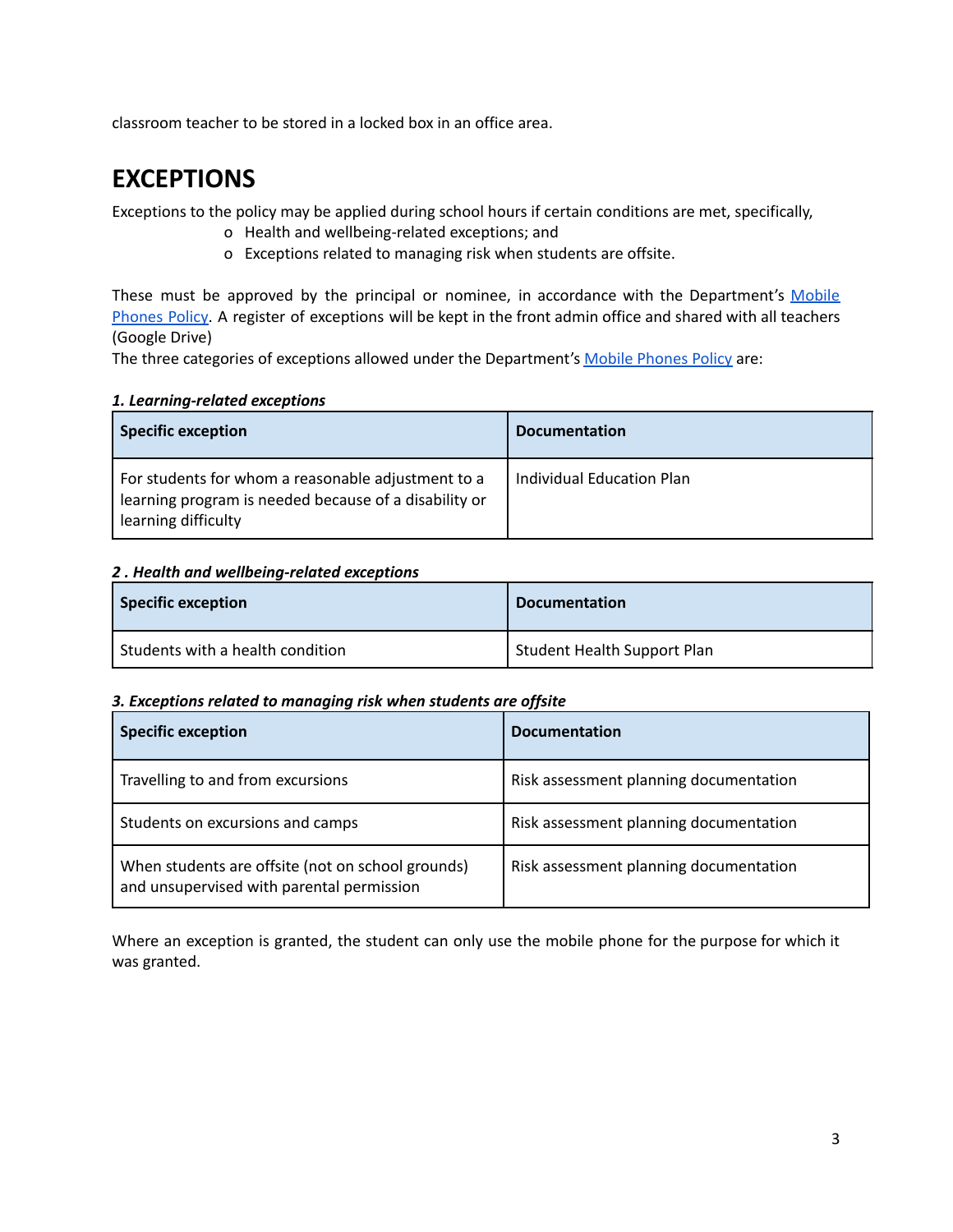classroom teacher to be stored in a locked box in an office area.

# EXCEPTIONS

Exceptions to the policy may be applied during school hours if certain conditions are met, specifically,

- Health and wellbeing-related exceptions; and
- Exceptions related to managing risk when students are offsite.

These must be approved by the principal or nominee, in accordance with the Department's [Mobile Phones Policy](). A register of exceptions will be kept in the front admin office and shared with all teachers (Google Drive)

The three categories of exceptions allowed under the Department's [Mobile Phones Policy]() are:

***1. Learning-related exceptions***

| Specific exception | Documentation |
|---|---|
| For students for whom a reasonable adjustment to a learning program is needed because of a disability or learning difficulty | Individual Education Plan |

***2 . Health and wellbeing-related exceptions***

| Specific exception | Documentation |
|---|---|
| Students with a health condition | Student Health Support Plan |

***3. Exceptions related to managing risk when students are offsite***

| Specific exception | Documentation |
|---|---|
| Travelling to and from excursions | Risk assessment planning documentation |
| Students on excursions and camps | Risk assessment planning documentation |
| When students are offsite (not on school grounds) and unsupervised with parental permission | Risk assessment planning documentation |

Where an exception is granted, the student can only use the mobile phone for the purpose for which it was granted.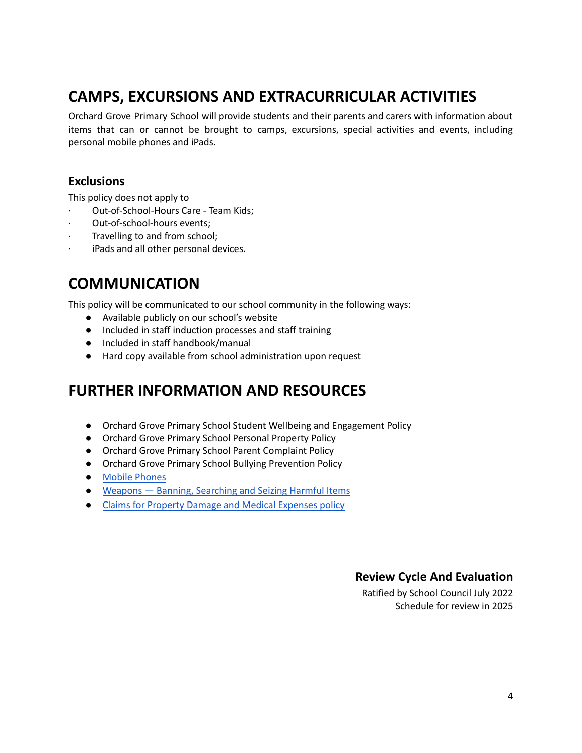# CAMPS, EXCURSIONS AND EXTRACURRICULAR ACTIVITIES

Orchard Grove Primary School will provide students and their parents and carers with information about items that can or cannot be brought to camps, excursions, special activities and events, including personal mobile phones and iPads.

## Exclusions

This policy does not apply to

- Out-of-School-Hours Care - Team Kids;
- Out-of-school-hours events;
- Travelling to and from school;
- iPads and all other personal devices.

# COMMUNICATION

This policy will be communicated to our school community in the following ways:

- Available publicly on our school's website
- Included in staff induction processes and staff training
- Included in staff handbook/manual
- Hard copy available from school administration upon request

# FURTHER INFORMATION AND RESOURCES

- Orchard Grove Primary School Student Wellbeing and Engagement Policy
- Orchard Grove Primary School Personal Property Policy
- Orchard Grove Primary School Parent Complaint Policy
- Orchard Grove Primary School Bullying Prevention Policy
- Mobile Phones
- Weapons — Banning, Searching and Seizing Harmful Items
- Claims for Property Damage and Medical Expenses policy

## Review Cycle And Evaluation

Ratified by School Council July 2022
Schedule for review in 2025